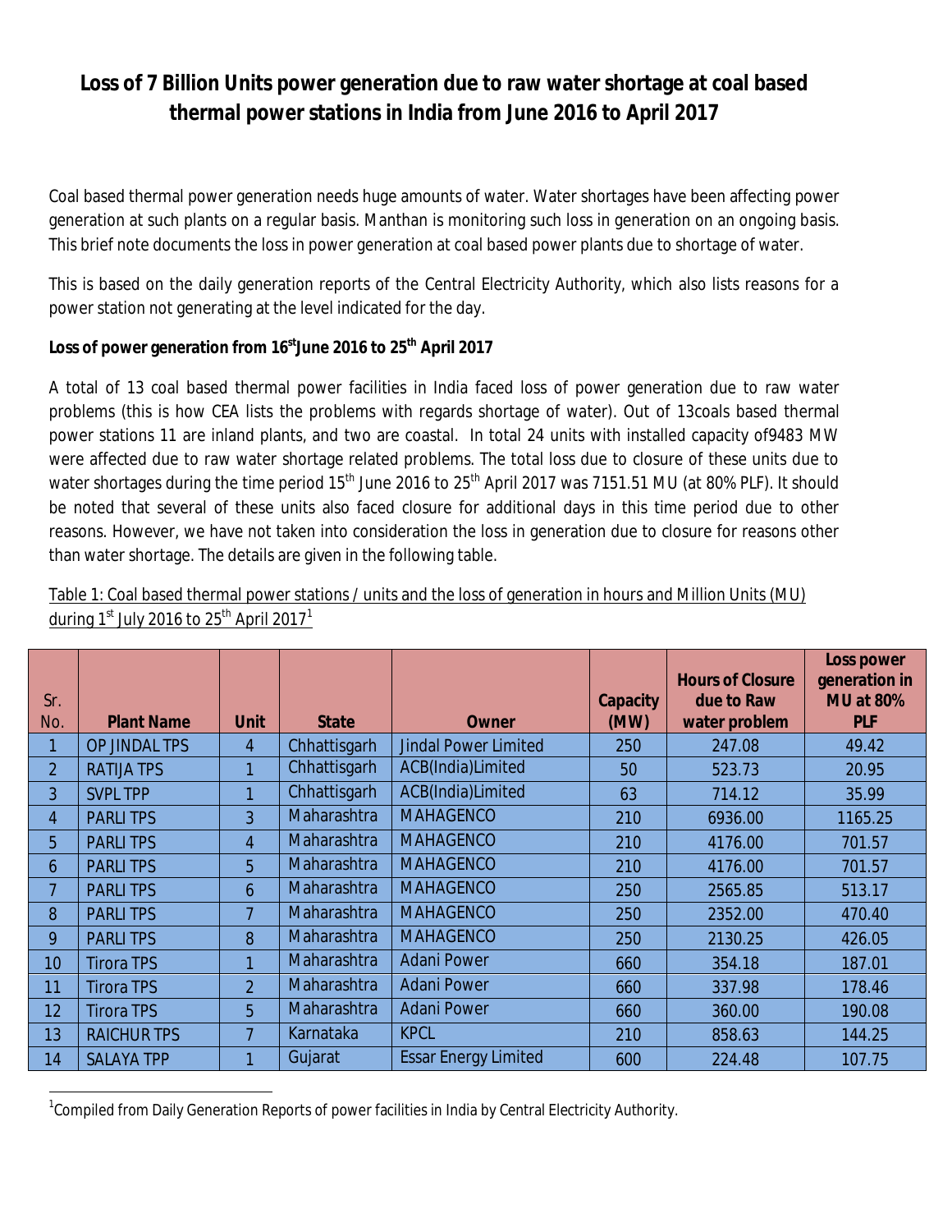# Loss of 7 Billion Units power generation due to raw water shortage at coal based thermal power stations in India from June 2016 to April 2017

Coal based thermal power generation needs huge amounts of water. Water shortages have been affecting power generation at such plants on a regular basis. Manthan is monitoring such loss in generation on an ongoing basis. This brief note documents the loss in power generation at coal based power plants due to shortage of water.

This is based on the daily generation reports of the Central Electricity Authority, which also lists reasons for a power station not generating at the level indicated for the day.

**Loss of power generation from 16st June 2016 to 25th April 2017**

A total of 13 coal based thermal power facilities in India faced loss of power generation due to raw water problems (this is how CEA lists the problems with regards shortage of water). Out of 13coals based thermal power stations 11 are inland plants, and two are coastal. In total 24 units with installed capacity of9483 MW were affected due to raw water shortage related problems. The total loss due to closure of these units due to water shortages during the time period 15th June 2016 to 25th April 2017 was 7151.51 MU (at 80% PLF). It should be noted that several of these units also faced closure for additional days in this time period due to other reasons. However, we have not taken into consideration the loss in generation due to closure for reasons other than water shortage. The details are given in the following table.

Table 1: Coal based thermal power stations / units and the loss of generation in hours and Million Units (MU) during 1st July 2016 to 25th April 2017[1]

| Sr. No. | Plant Name | Unit | State | Owner | Capacity (MW) | Hours of Closure due to Raw water problem | Loss power generation in MU at 80% PLF |
|---|---|---|---|---|---|---|---|
| 1 | OP JINDAL TPS | 4 | Chhattisgarh | Jindal Power Limited | 250 | 247.08 | 49.42 |
| 2 | RATIJA TPS | 1 | Chhattisgarh | ACB(India)Limited | 50 | 523.73 | 20.95 |
| 3 | SVPL TPP | 1 | Chhattisgarh | ACB(India)Limited | 63 | 714.12 | 35.99 |
| 4 | PARLI TPS | 3 | Maharashtra | MAHAGENCO | 210 | 6936.00 | 1165.25 |
| 5 | PARLI TPS | 4 | Maharashtra | MAHAGENCO | 210 | 4176.00 | 701.57 |
| 6 | PARLI TPS | 5 | Maharashtra | MAHAGENCO | 210 | 4176.00 | 701.57 |
| 7 | PARLI TPS | 6 | Maharashtra | MAHAGENCO | 250 | 2565.85 | 513.17 |
| 8 | PARLI TPS | 7 | Maharashtra | MAHAGENCO | 250 | 2352.00 | 470.40 |
| 9 | PARLI TPS | 8 | Maharashtra | MAHAGENCO | 250 | 2130.25 | 426.05 |
| 10 | Tirora TPS | 1 | Maharashtra | Adani Power | 660 | 354.18 | 187.01 |
| 11 | Tirora TPS | 2 | Maharashtra | Adani Power | 660 | 337.98 | 178.46 |
| 12 | Tirora TPS | 5 | Maharashtra | Adani Power | 660 | 360.00 | 190.08 |
| 13 | RAICHUR TPS | 7 | Karnataka | KPCL | 210 | 858.63 | 144.25 |
| 14 | SALAYA TPP | 1 | Gujarat | Essar Energy Limited | 600 | 224.48 | 107.75 |

[1]Compiled from Daily Generation Reports of power facilities in India by Central Electricity Authority.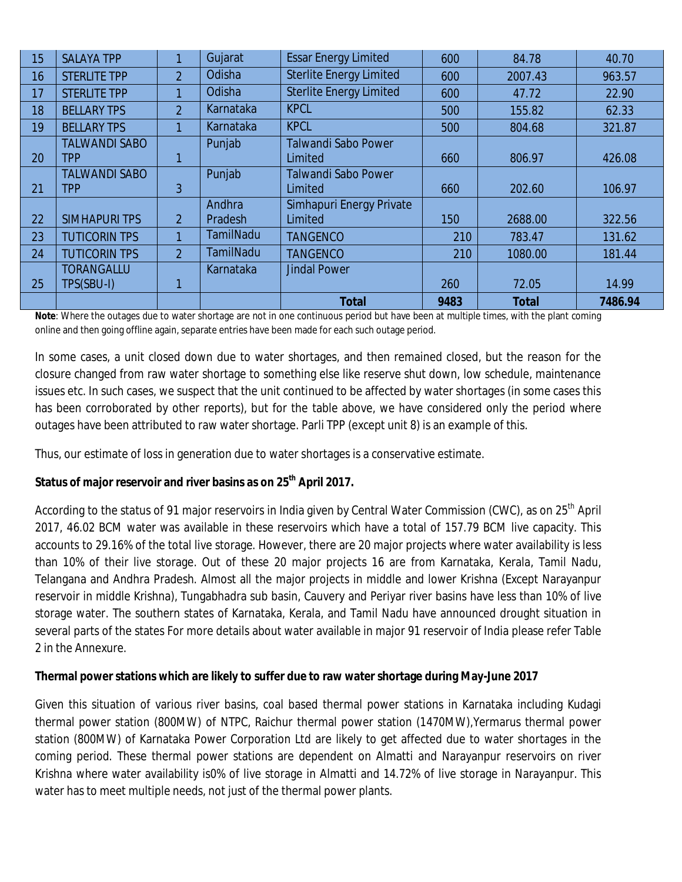| 15 | SALAYA TPP | 1 | Gujarat | Essar Energy Limited | 600 | 84.78 | 40.70 |
|---|---|---|---|---|---|---|---|
| 16 | STERLITE TPP | 2 | Odisha | Sterlite Energy Limited | 600 | 2007.43 | 963.57 |
| 17 | STERLITE TPP | 1 | Odisha | Sterlite Energy Limited | 600 | 47.72 | 22.90 |
| 18 | BELLARY TPS | 2 | Karnataka | KPCL | 500 | 155.82 | 62.33 |
| 19 | BELLARY TPS | 1 | Karnataka | KPCL | 500 | 804.68 | 321.87 |
| 20 | TALWANDI SABO TPP | 1 | Punjab | Talwandi Sabo Power Limited | 660 | 806.97 | 426.08 |
| 21 | TALWANDI SABO TPP | 3 | Punjab | Talwandi Sabo Power Limited | 660 | 202.60 | 106.97 |
| 22 | SIMHAPURI TPS | 2 | Andhra Pradesh | Simhapuri Energy Private Limited | 150 | 2688.00 | 322.56 |
| 23 | TUTICORIN TPS | 1 | TamilNadu | TANGENCO | 210 | 783.47 | 131.62 |
| 24 | TUTICORIN TPS | 2 | TamilNadu | TANGENCO | 210 | 1080.00 | 181.44 |
| 25 | TORANGALLU TPS(SBU-I) | 1 | Karnataka | Jindal Power | 260 | 72.05 | 14.99 |
| | | | | **Total** | **9483** | **Total** | **7486.94** |

**Note**: Where the outages due to water shortage are not in one continuous period but have been at multiple times, with the plant coming online and then going offline again, separate entries have been made for each such outage period.

In some cases, a unit closed down due to water shortages, and then remained closed, but the reason for the closure changed from raw water shortage to something else like reserve shut down, low schedule, maintenance issues etc. In such cases, we suspect that the unit continued to be affected by water shortages (in some cases this has been corroborated by other reports), but for the table above, we have considered only the period where outages have been attributed to raw water shortage. Parli TPP (except unit 8) is an example of this.

Thus, our estimate of loss in generation due to water shortages is a conservative estimate.

**Status of major reservoir and river basins as on 25th April 2017.**

According to the status of 91 major reservoirs in India given by Central Water Commission (CWC), as on 25th April 2017, 46.02 BCM water was available in these reservoirs which have a total of 157.79 BCM live capacity. This accounts to 29.16% of the total live storage. However, there are 20 major projects where water availability is less than 10% of their live storage. Out of these 20 major projects 16 are from Karnataka, Kerala, Tamil Nadu, Telangana and Andhra Pradesh. Almost all the major projects in middle and lower Krishna (Except Narayanpur reservoir in middle Krishna), Tungabhadra sub basin, Cauvery and Periyar river basins have less than 10% of live storage water. The southern states of Karnataka, Kerala, and Tamil Nadu have announced drought situation in several parts of the states For more details about water available in major 91 reservoir of India please refer Table 2 in the Annexure.

**Thermal power stations which are likely to suffer due to raw water shortage during May-June 2017**

Given this situation of various river basins, coal based thermal power stations in Karnataka including Kudagi thermal power station (800MW) of NTPC, Raichur thermal power station (1470MW),Yermarus thermal power station (800MW) of Karnataka Power Corporation Ltd are likely to get affected due to water shortages in the coming period. These thermal power stations are dependent on Almatti and Narayanpur reservoirs on river Krishna where water availability is0% of live storage in Almatti and 14.72% of live storage in Narayanpur. This water has to meet multiple needs, not just of the thermal power plants.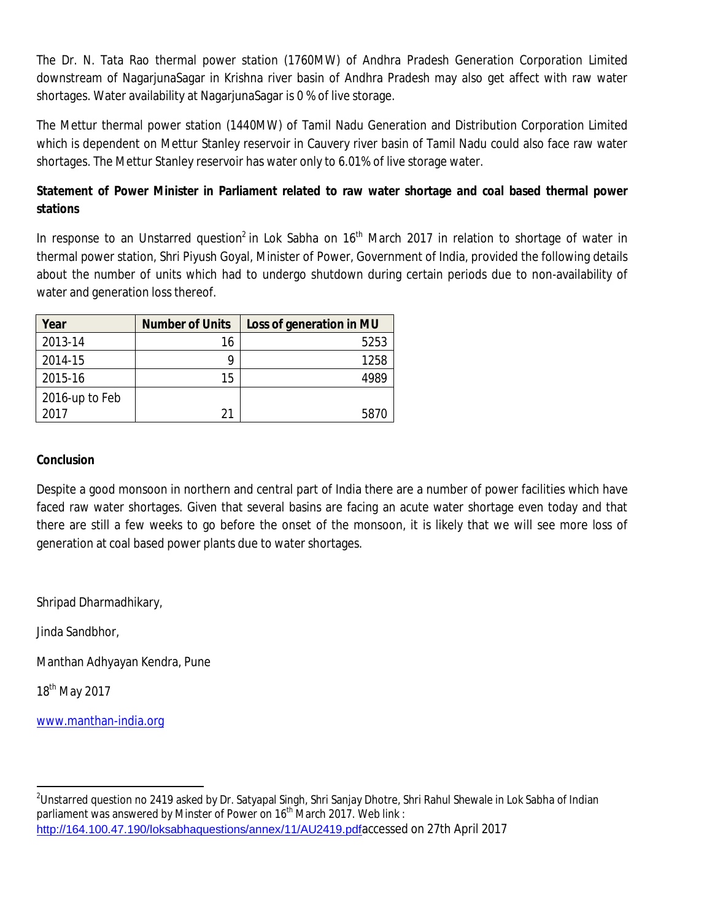The Dr. N. Tata Rao thermal power station (1760MW) of Andhra Pradesh Generation Corporation Limited downstream of NagarjunaSagar in Krishna river basin of Andhra Pradesh may also get affect with raw water shortages. Water availability at NagarjunaSagar is 0 % of live storage.

The Mettur thermal power station (1440MW) of Tamil Nadu Generation and Distribution Corporation Limited which is dependent on Mettur Stanley reservoir in Cauvery river basin of Tamil Nadu could also face raw water shortages. The Mettur Stanley reservoir has water only to 6.01% of live storage water.

**Statement of Power Minister in Parliament related to raw water shortage and coal based thermal power stations**

In response to an Unstarred question[2] in Lok Sabha on 16th March 2017 in relation to shortage of water in thermal power station, Shri Piyush Goyal, Minister of Power, Government of India, provided the following details about the number of units which had to undergo shutdown during certain periods due to non-availability of water and generation loss thereof.

| Year | Number of Units | Loss of generation in MU |
|---|---|---|
| 2013-14 | 16 | 5253 |
| 2014-15 | 9 | 1258 |
| 2015-16 | 15 | 4989 |
| 2016-up to Feb 2017 | 21 | 5870 |

**Conclusion**

Despite a good monsoon in northern and central part of India there are a number of power facilities which have faced raw water shortages. Given that several basins are facing an acute water shortage even today and that there are still a few weeks to go before the onset of the monsoon, it is likely that we will see more loss of generation at coal based power plants due to water shortages.

Shripad Dharmadhikary,

Jinda Sandbhor,

Manthan Adhyayan Kendra, Pune

18th May 2017

www.manthan-india.org

---

[2] Unstarred question no 2419 asked by Dr. Satyapal Singh, Shri Sanjay Dhotre, Shri Rahul Shewale in Lok Sabha of Indian parliament was answered by Minster of Power on 16th March 2017. Web link : http://164.100.47.190/loksabhaquestions/annex/11/AU2419.pdf accessed on 27th April 2017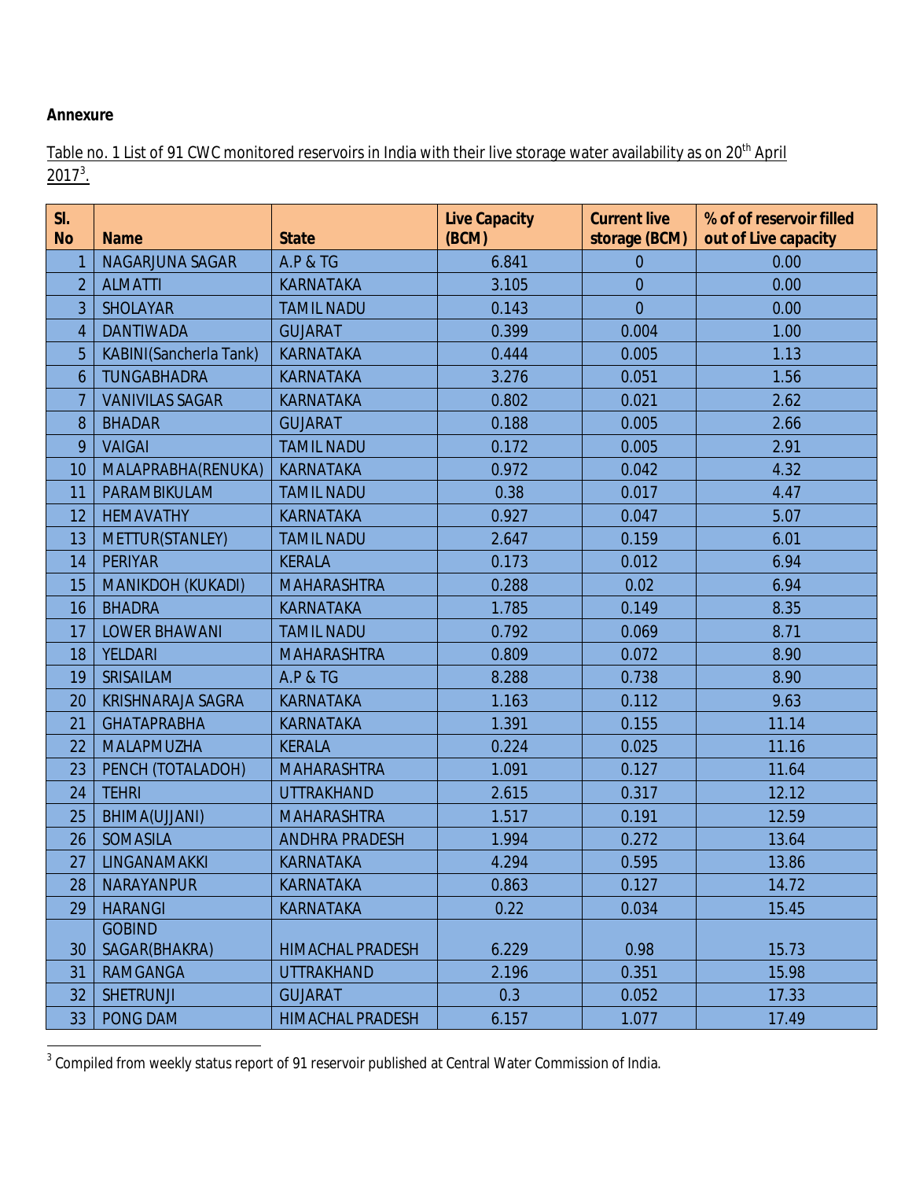**Annexure**

Table no. 1 List of 91 CWC monitored reservoirs in India with their live storage water availability as on 20th April 2017[3].

| Sl. No | Name | State | Live Capacity (BCM) | Current live storage (BCM) | % of of reservoir filled out of Live capacity |
|---|---|---|---|---|---|
| 1 | NAGARJUNA SAGAR | A.P & TG | 6.841 | 0 | 0.00 |
| 2 | ALMATTI | KARNATAKA | 3.105 | 0 | 0.00 |
| 3 | SHOLAYAR | TAMIL NADU | 0.143 | 0 | 0.00 |
| 4 | DANTIWADA | GUJARAT | 0.399 | 0.004 | 1.00 |
| 5 | KABINI(Sancherla Tank) | KARNATAKA | 0.444 | 0.005 | 1.13 |
| 6 | TUNGABHADRA | KARNATAKA | 3.276 | 0.051 | 1.56 |
| 7 | VANIVILAS SAGAR | KARNATAKA | 0.802 | 0.021 | 2.62 |
| 8 | BHADAR | GUJARAT | 0.188 | 0.005 | 2.66 |
| 9 | VAIGAI | TAMIL NADU | 0.172 | 0.005 | 2.91 |
| 10 | MALAPRABHA(RENUKA) | KARNATAKA | 0.972 | 0.042 | 4.32 |
| 11 | PARAMBIKULAM | TAMIL NADU | 0.38 | 0.017 | 4.47 |
| 12 | HEMAVATHY | KARNATAKA | 0.927 | 0.047 | 5.07 |
| 13 | METTUR(STANLEY) | TAMIL NADU | 2.647 | 0.159 | 6.01 |
| 14 | PERIYAR | KERALA | 0.173 | 0.012 | 6.94 |
| 15 | MANIKDOH (KUKADI) | MAHARASHTRA | 0.288 | 0.02 | 6.94 |
| 16 | BHADRA | KARNATAKA | 1.785 | 0.149 | 8.35 |
| 17 | LOWER BHAWANI | TAMIL NADU | 0.792 | 0.069 | 8.71 |
| 18 | YELDARI | MAHARASHTRA | 0.809 | 0.072 | 8.90 |
| 19 | SRISAILAM | A.P & TG | 8.288 | 0.738 | 8.90 |
| 20 | KRISHNARAJA SAGRA | KARNATAKA | 1.163 | 0.112 | 9.63 |
| 21 | GHATAPRABHA | KARNATAKA | 1.391 | 0.155 | 11.14 |
| 22 | MALAPMUZHA | KERALA | 0.224 | 0.025 | 11.16 |
| 23 | PENCH (TOTALADOH) | MAHARASHTRA | 1.091 | 0.127 | 11.64 |
| 24 | TEHRI | UTTRAKHAND | 2.615 | 0.317 | 12.12 |
| 25 | BHIMA(UJJANI) | MAHARASHTRA | 1.517 | 0.191 | 12.59 |
| 26 | SOMASILA | ANDHRA PRADESH | 1.994 | 0.272 | 13.64 |
| 27 | LINGANAMAKKI | KARNATAKA | 4.294 | 0.595 | 13.86 |
| 28 | NARAYANPUR | KARNATAKA | 0.863 | 0.127 | 14.72 |
| 29 | HARANGI | KARNATAKA | 0.22 | 0.034 | 15.45 |
| 30 | GOBIND SAGAR(BHAKRA) | HIMACHAL PRADESH | 6.229 | 0.98 | 15.73 |
| 31 | RAMGANGA | UTTRAKHAND | 2.196 | 0.351 | 15.98 |
| 32 | SHETRUNJI | GUJARAT | 0.3 | 0.052 | 17.33 |
| 33 | PONG DAM | HIMACHAL PRADESH | 6.157 | 1.077 | 17.49 |

[3] Compiled from weekly status report of 91 reservoir published at Central Water Commission of India.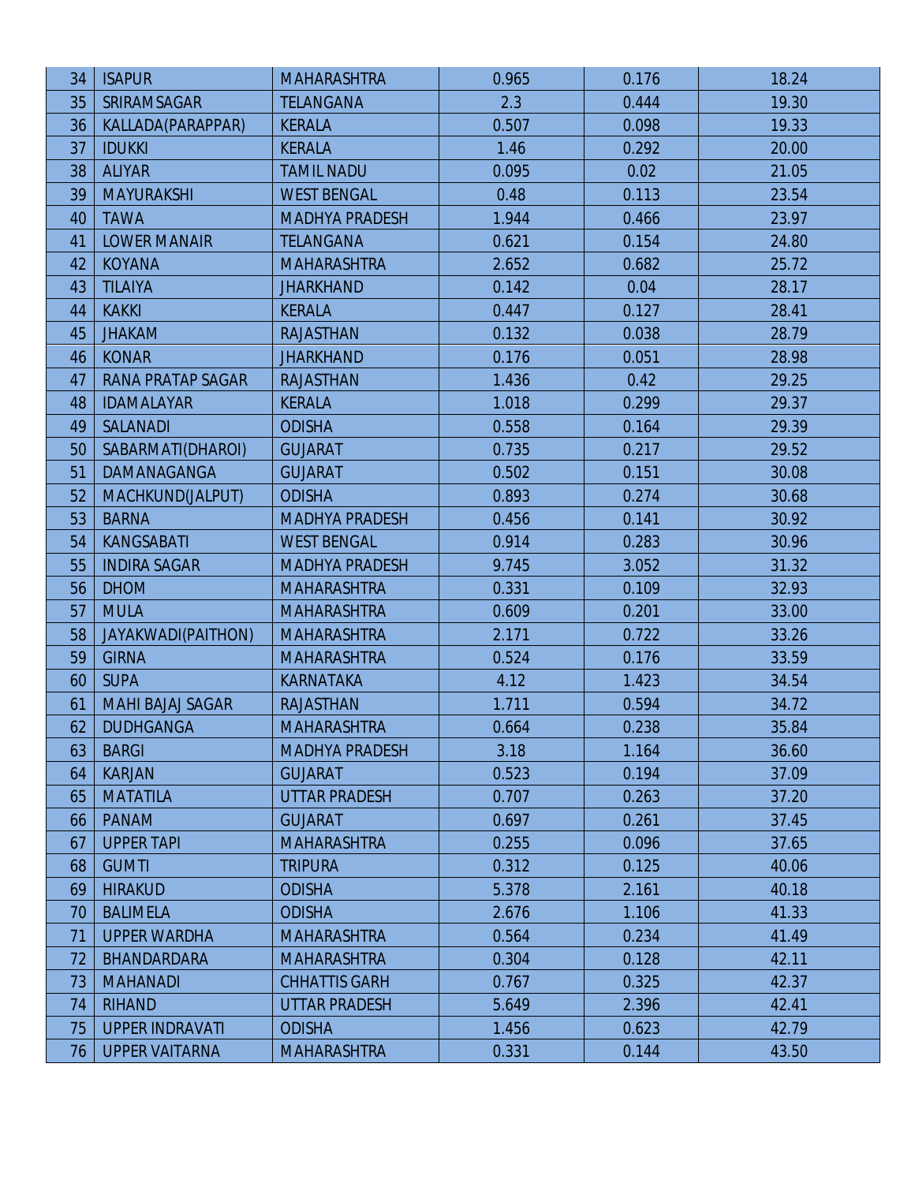| | | | | | |
|---|---|---|---|---|---|
| 34 | ISAPUR | MAHARASHTRA | 0.965 | 0.176 | 18.24 |
| 35 | SRIRAMSAGAR | TELANGANA | 2.3 | 0.444 | 19.30 |
| 36 | KALLADA(PARAPPAR) | KERALA | 0.507 | 0.098 | 19.33 |
| 37 | IDUKKI | KERALA | 1.46 | 0.292 | 20.00 |
| 38 | ALIYAR | TAMIL NADU | 0.095 | 0.02 | 21.05 |
| 39 | MAYURAKSHI | WEST BENGAL | 0.48 | 0.113 | 23.54 |
| 40 | TAWA | MADHYA PRADESH | 1.944 | 0.466 | 23.97 |
| 41 | LOWER MANAIR | TELANGANA | 0.621 | 0.154 | 24.80 |
| 42 | KOYANA | MAHARASHTRA | 2.652 | 0.682 | 25.72 |
| 43 | TILAIYA | JHARKHAND | 0.142 | 0.04 | 28.17 |
| 44 | KAKKI | KERALA | 0.447 | 0.127 | 28.41 |
| 45 | JHAKAM | RAJASTHAN | 0.132 | 0.038 | 28.79 |
| 46 | KONAR | JHARKHAND | 0.176 | 0.051 | 28.98 |
| 47 | RANA PRATAP SAGAR | RAJASTHAN | 1.436 | 0.42 | 29.25 |
| 48 | IDAMALAYAR | KERALA | 1.018 | 0.299 | 29.37 |
| 49 | SALANADI | ODISHA | 0.558 | 0.164 | 29.39 |
| 50 | SABARMATI(DHAROI) | GUJARAT | 0.735 | 0.217 | 29.52 |
| 51 | DAMANAGANGA | GUJARAT | 0.502 | 0.151 | 30.08 |
| 52 | MACHKUND(JALPUT) | ODISHA | 0.893 | 0.274 | 30.68 |
| 53 | BARNA | MADHYA PRADESH | 0.456 | 0.141 | 30.92 |
| 54 | KANGSABATI | WEST BENGAL | 0.914 | 0.283 | 30.96 |
| 55 | INDIRA SAGAR | MADHYA PRADESH | 9.745 | 3.052 | 31.32 |
| 56 | DHOM | MAHARASHTRA | 0.331 | 0.109 | 32.93 |
| 57 | MULA | MAHARASHTRA | 0.609 | 0.201 | 33.00 |
| 58 | JAYAKWADI(PAITHON) | MAHARASHTRA | 2.171 | 0.722 | 33.26 |
| 59 | GIRNA | MAHARASHTRA | 0.524 | 0.176 | 33.59 |
| 60 | SUPA | KARNATAKA | 4.12 | 1.423 | 34.54 |
| 61 | MAHI BAJAJ SAGAR | RAJASTHAN | 1.711 | 0.594 | 34.72 |
| 62 | DUDHGANGA | MAHARASHTRA | 0.664 | 0.238 | 35.84 |
| 63 | BARGI | MADHYA PRADESH | 3.18 | 1.164 | 36.60 |
| 64 | KARJAN | GUJARAT | 0.523 | 0.194 | 37.09 |
| 65 | MATATILA | UTTAR PRADESH | 0.707 | 0.263 | 37.20 |
| 66 | PANAM | GUJARAT | 0.697 | 0.261 | 37.45 |
| 67 | UPPER TAPI | MAHARASHTRA | 0.255 | 0.096 | 37.65 |
| 68 | GUMTI | TRIPURA | 0.312 | 0.125 | 40.06 |
| 69 | HIRAKUD | ODISHA | 5.378 | 2.161 | 40.18 |
| 70 | BALIMELA | ODISHA | 2.676 | 1.106 | 41.33 |
| 71 | UPPER WARDHA | MAHARASHTRA | 0.564 | 0.234 | 41.49 |
| 72 | BHANDARDARA | MAHARASHTRA | 0.304 | 0.128 | 42.11 |
| 73 | MAHANADI | CHHATTIS GARH | 0.767 | 0.325 | 42.37 |
| 74 | RIHAND | UTTAR PRADESH | 5.649 | 2.396 | 42.41 |
| 75 | UPPER INDRAVATI | ODISHA | 1.456 | 0.623 | 42.79 |
| 76 | UPPER VAITARNA | MAHARASHTRA | 0.331 | 0.144 | 43.50 |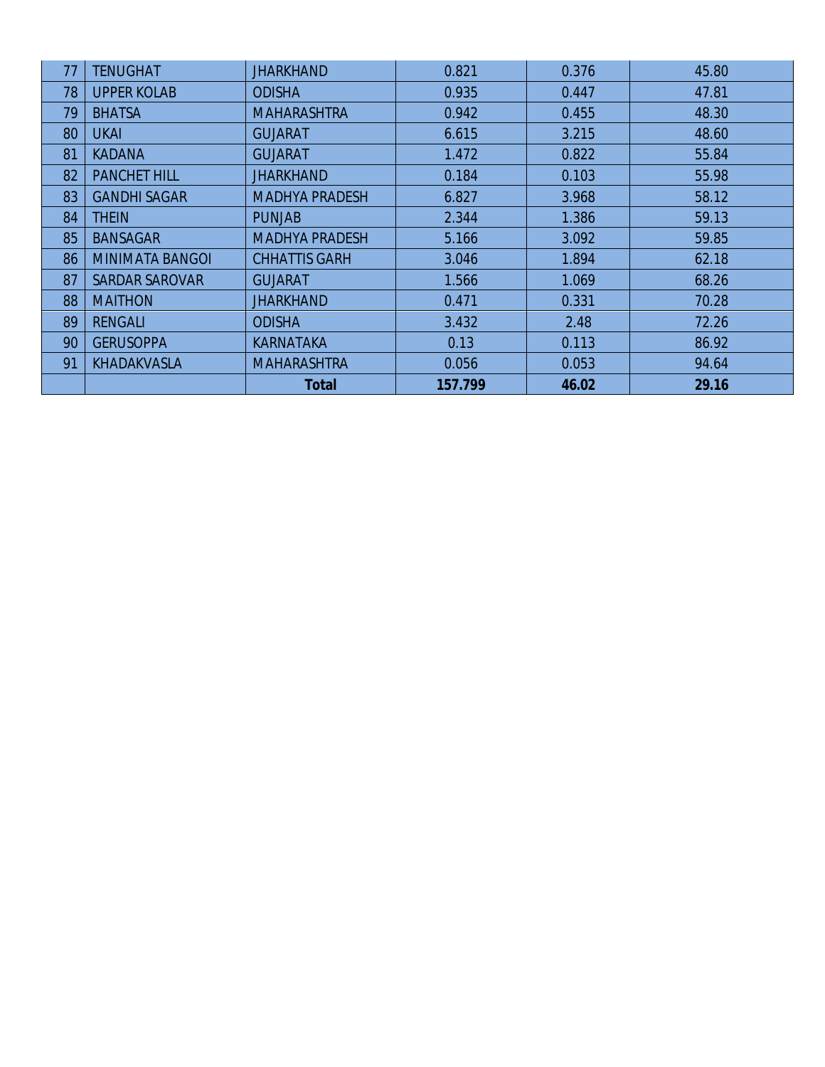| | | | | | |
|---|---|---|---|---|---|
| 77 | TENUGHAT | JHARKHAND | 0.821 | 0.376 | 45.80 |
| 78 | UPPER KOLAB | ODISHA | 0.935 | 0.447 | 47.81 |
| 79 | BHATSA | MAHARASHTRA | 0.942 | 0.455 | 48.30 |
| 80 | UKAI | GUJARAT | 6.615 | 3.215 | 48.60 |
| 81 | KADANA | GUJARAT | 1.472 | 0.822 | 55.84 |
| 82 | PANCHET HILL | JHARKHAND | 0.184 | 0.103 | 55.98 |
| 83 | GANDHI SAGAR | MADHYA PRADESH | 6.827 | 3.968 | 58.12 |
| 84 | THEIN | PUNJAB | 2.344 | 1.386 | 59.13 |
| 85 | BANSAGAR | MADHYA PRADESH | 5.166 | 3.092 | 59.85 |
| 86 | MINIMATA BANGOI | CHHATTIS GARH | 3.046 | 1.894 | 62.18 |
| 87 | SARDAR SAROVAR | GUJARAT | 1.566 | 1.069 | 68.26 |
| 88 | MAITHON | JHARKHAND | 0.471 | 0.331 | 70.28 |
| 89 | RENGALI | ODISHA | 3.432 | 2.48 | 72.26 |
| 90 | GERUSOPPA | KARNATAKA | 0.13 | 0.113 | 86.92 |
| 91 | KHADAKVASLA | MAHARASHTRA | 0.056 | 0.053 | 94.64 |
| | | **Total** | **157.799** | **46.02** | **29.16** |